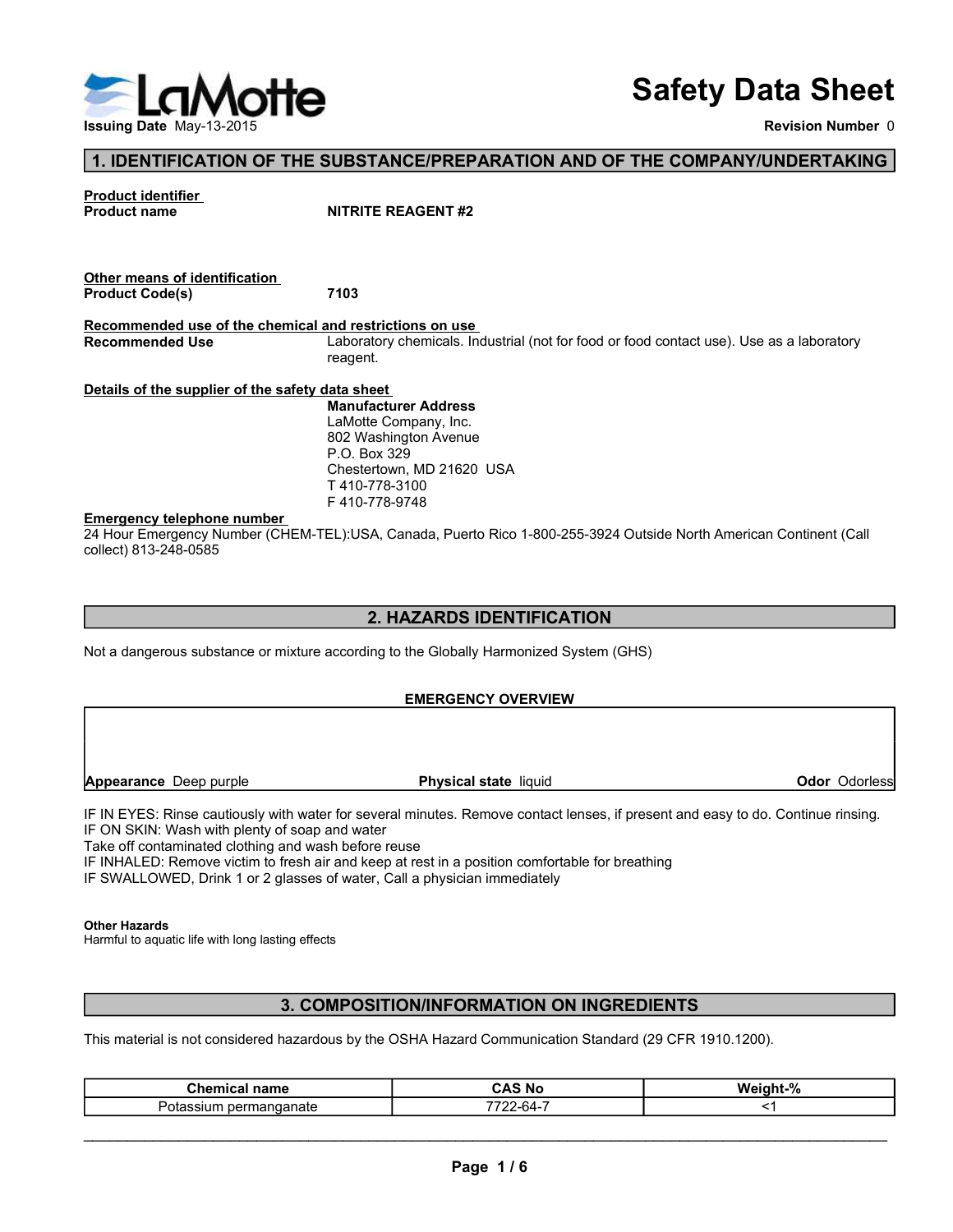LaMotte

# Safety Data Sheet

**Issuing Date** May-13-2015 **Revision Number** 0

## 1. IDENTIFICATION OF THE SUBSTANCE/PREPARATION AND OF THE COMPANY/UNDERTAKING

**Product identifier**

**Product name** NITRITE REAGENT #2

**Other means of identification**

**Product Code(s)** 7103

**Recommended use of the chemical and restrictions on use**

**Recommended Use** Laboratory chemicals. Industrial (not for food or food contact use). Use as a laboratory reagent.

**Details of the supplier of the safety data sheet**

**Manufacturer Address**
LaMotte Company, Inc.
802 Washington Avenue
P.O. Box 329
Chestertown, MD 21620 USA
T 410-778-3100
F 410-778-9748

**Emergency telephone number**

24 Hour Emergency Number (CHEM-TEL):USA, Canada, Puerto Rico 1-800-255-3924 Outside North American Continent (Call collect) 813-248-0585

## 2. HAZARDS IDENTIFICATION

Not a dangerous substance or mixture according to the Globally Harmonized System (GHS)

**EMERGENCY OVERVIEW**

**Appearance** Deep purple **Physical state** liquid **Odor** Odorless

IF IN EYES: Rinse cautiously with water for several minutes. Remove contact lenses, if present and easy to do. Continue rinsing.
IF ON SKIN: Wash with plenty of soap and water
Take off contaminated clothing and wash before reuse
IF INHALED: Remove victim to fresh air and keep at rest in a position comfortable for breathing
IF SWALLOWED, Drink 1 or 2 glasses of water, Call a physician immediately

**Other Hazards**

Harmful to aquatic life with long lasting effects

## 3. COMPOSITION/INFORMATION ON INGREDIENTS

This material is not considered hazardous by the OSHA Hazard Communication Standard (29 CFR 1910.1200).

| Chemical name | CAS No | Weight-% |
| --- | --- | --- |
| Potassium permanganate | 7722-64-7 | <1 |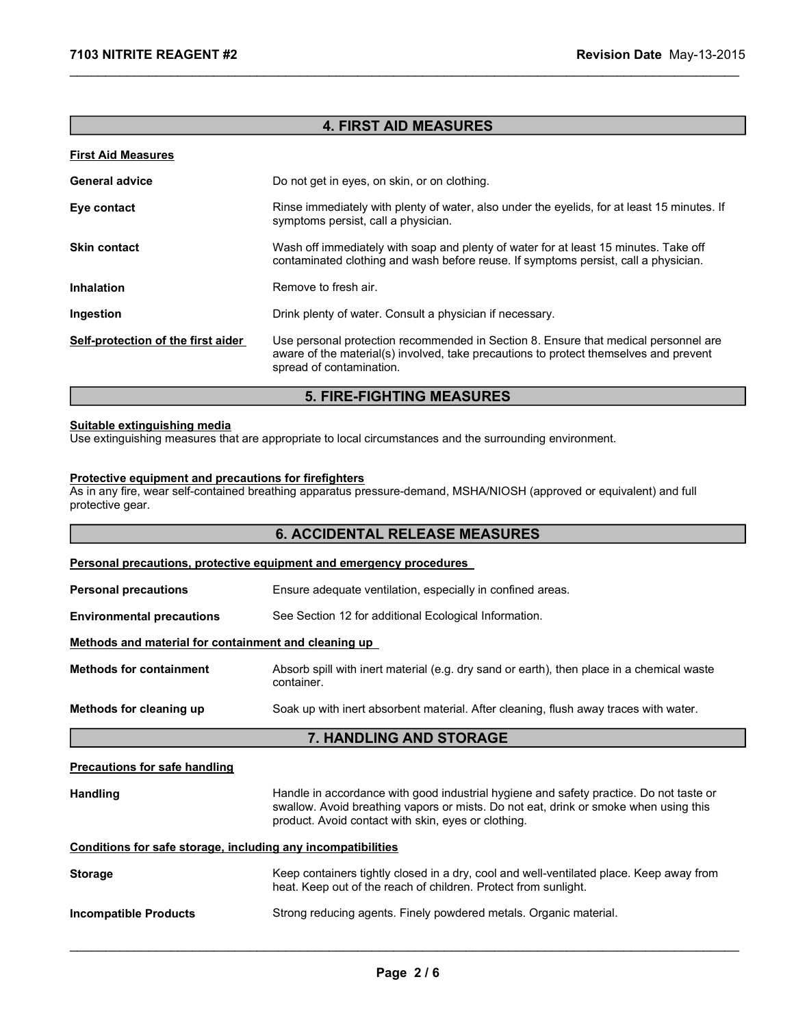## 4. FIRST AID MEASURES

**First Aid Measures**

**General advice** Do not get in eyes, on skin, or on clothing.

**Eye contact** Rinse immediately with plenty of water, also under the eyelids, for at least 15 minutes. If symptoms persist, call a physician.

**Skin contact** Wash off immediately with soap and plenty of water for at least 15 minutes. Take off contaminated clothing and wash before reuse. If symptoms persist, call a physician.

**Inhalation** Remove to fresh air.

**Ingestion** Drink plenty of water. Consult a physician if necessary.

**Self-protection of the first aider** Use personal protection recommended in Section 8. Ensure that medical personnel are aware of the material(s) involved, take precautions to protect themselves and prevent spread of contamination.

## 5. FIRE-FIGHTING MEASURES

**Suitable extinguishing media**
Use extinguishing measures that are appropriate to local circumstances and the surrounding environment.

**Protective equipment and precautions for firefighters**
As in any fire, wear self-contained breathing apparatus pressure-demand, MSHA/NIOSH (approved or equivalent) and full protective gear.

## 6. ACCIDENTAL RELEASE MEASURES

**Personal precautions, protective equipment and emergency procedures**

**Personal precautions** Ensure adequate ventilation, especially in confined areas.

**Environmental precautions** See Section 12 for additional Ecological Information.

**Methods and material for containment and cleaning up**

**Methods for containment** Absorb spill with inert material (e.g. dry sand or earth), then place in a chemical waste container.

**Methods for cleaning up** Soak up with inert absorbent material. After cleaning, flush away traces with water.

## 7. HANDLING AND STORAGE

**Precautions for safe handling**

**Handling** Handle in accordance with good industrial hygiene and safety practice. Do not taste or swallow. Avoid breathing vapors or mists. Do not eat, drink or smoke when using this product. Avoid contact with skin, eyes or clothing.

**Conditions for safe storage, including any incompatibilities**

**Storage** Keep containers tightly closed in a dry, cool and well-ventilated place. Keep away from heat. Keep out of the reach of children. Protect from sunlight.

**Incompatible Products** Strong reducing agents. Finely powdered metals. Organic material.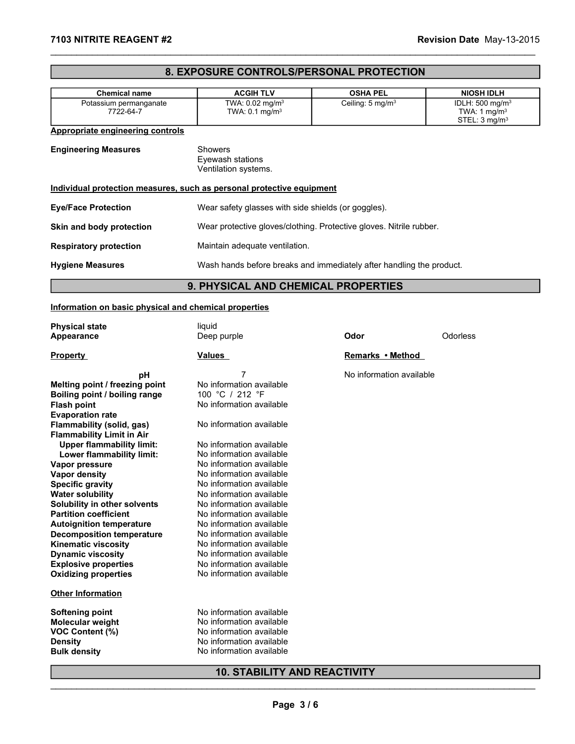## 8. EXPOSURE CONTROLS/PERSONAL PROTECTION

| Chemical name | ACGIH TLV | OSHA PEL | NIOSH IDLH |
|---|---|---|---|
| Potassium permanganate<br>7722-64-7 | TWA: 0.02 mg/m$^3$<br>TWA: 0.1 mg/m$^3$ | Ceiling: 5 mg/m$^3$ | IDLH: 500 mg/m$^3$<br>TWA: 1 mg/m$^3$<br>STEL: 3 mg/m$^3$ |

**Appropriate engineering controls**

**Engineering Measures** Showers
Eyewash stations
Ventilation systems.

**Individual protection measures, such as personal protective equipment**

**Eye/Face Protection** Wear safety glasses with side shields (or goggles).

**Skin and body protection** Wear protective gloves/clothing. Protective gloves. Nitrile rubber.

**Respiratory protection** Maintain adequate ventilation.

**Hygiene Measures** Wash hands before breaks and immediately after handling the product.

## 9. PHYSICAL AND CHEMICAL PROPERTIES

**Information on basic physical and chemical properties**

**Physical state** liquid
**Appearance** Deep purple **Odor** Odorless

| Property | Values | Remarks • Method |
|---|---|---|
| **pH** | 7 | No information available |
| **Melting point / freezing point** | No information available | |
| **Boiling point / boiling range** | 100 °C / 212 °F | |
| **Flash point** | No information available | |
| **Evaporation rate** | | |
| **Flammability (solid, gas)** | No information available | |
| **Flammability Limit in Air** | | |
| **Upper flammability limit:** | No information available | |
| **Lower flammability limit:** | No information available | |
| **Vapor pressure** | No information available | |
| **Vapor density** | No information available | |
| **Specific gravity** | No information available | |
| **Water solubility** | No information available | |
| **Solubility in other solvents** | No information available | |
| **Partition coefficient** | No information available | |
| **Autoignition temperature** | No information available | |
| **Decomposition temperature** | No information available | |
| **Kinematic viscosity** | No information available | |
| **Dynamic viscosity** | No information available | |
| **Explosive properties** | No information available | |
| **Oxidizing properties** | No information available | |

**Other Information**

| | |
|---|---|
| **Softening point** | No information available |
| **Molecular weight** | No information available |
| **VOC Content (%)** | No information available |
| **Density** | No information available |
| **Bulk density** | No information available |

## 10. STABILITY AND REACTIVITY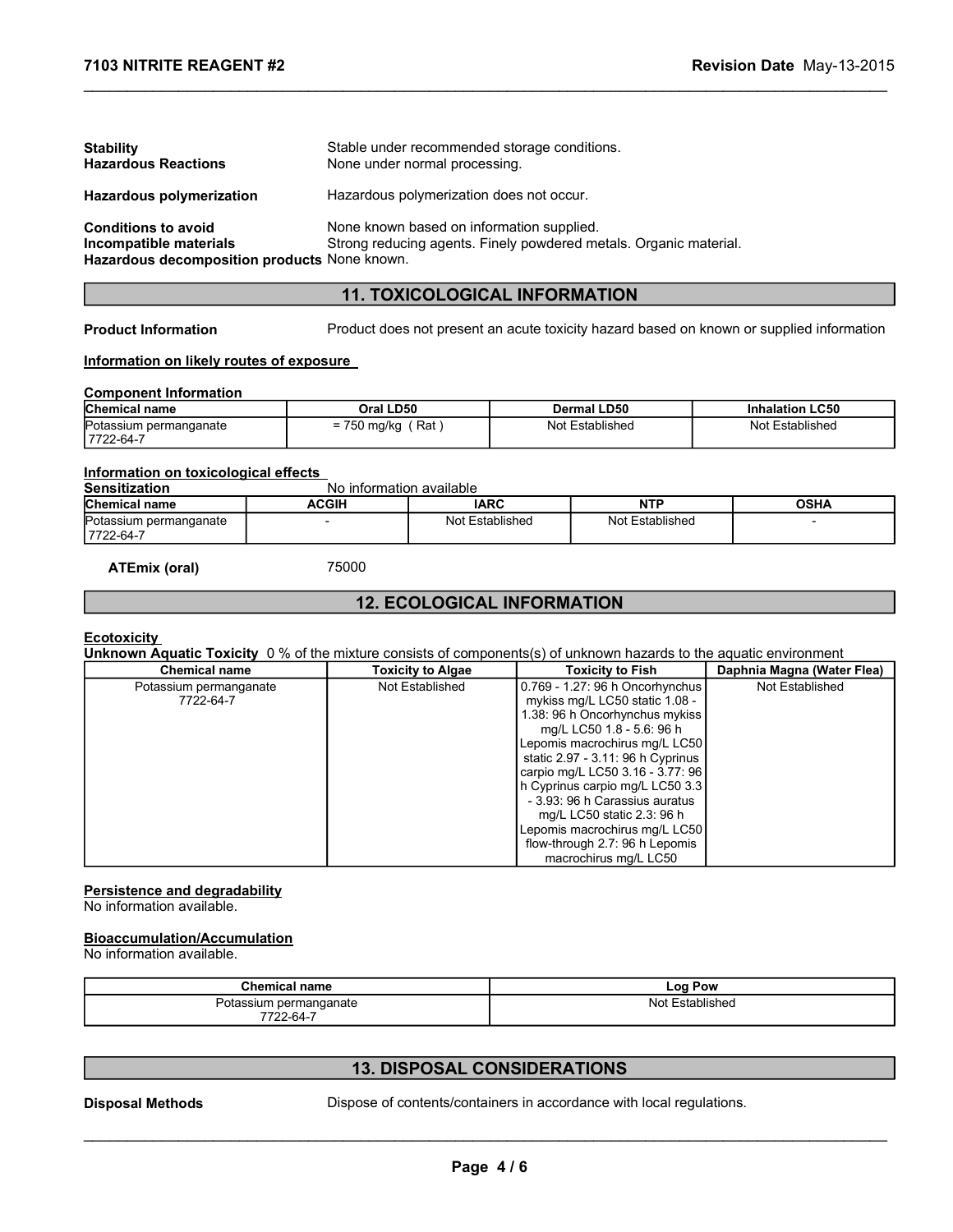**Stability** Stable under recommended storage conditions.

**Hazardous Reactions** None under normal processing.

**Hazardous polymerization** Hazardous polymerization does not occur.

**Conditions to avoid** None known based on information supplied.

**Incompatible materials** Strong reducing agents. Finely powdered metals. Organic material.

**Hazardous decomposition products** None known.

## 11. TOXICOLOGICAL INFORMATION

**Product Information** Product does not present an acute toxicity hazard based on known or supplied information

**Information on likely routes of exposure**

**Component Information**

| Chemical name | Oral LD50 | Dermal LD50 | Inhalation LC50 |
|---|---|---|---|
| Potassium permanganate 7722-64-7 | = 750 mg/kg ( Rat ) | Not Established | Not Established |

**Information on toxicological effects**

**Sensitization** No information available

| Chemical name | ACGIH | IARC | NTP | OSHA |
|---|---|---|---|---|
| Potassium permanganate 7722-64-7 | - | Not Established | Not Established | - |

**ATEmix (oral)** 75000

## 12. ECOLOGICAL INFORMATION

**Ecotoxicity**

**Unknown Aquatic Toxicity** 0 % of the mixture consists of components(s) of unknown hazards to the aquatic environment

| Chemical name | Toxicity to Algae | Toxicity to Fish | Daphnia Magna (Water Flea) |
|---|---|---|---|
| Potassium permanganate 7722-64-7 | Not Established | 0.769 - 1.27: 96 h Oncorhynchus mykiss mg/L LC50 static 1.08 - 1.38: 96 h Oncorhynchus mykiss mg/L LC50 1.8 - 5.6: 96 h Lepomis macrochirus mg/L LC50 static 2.97 - 3.11: 96 h Cyprinus carpio mg/L LC50 3.16 - 3.77: 96 h Cyprinus carpio mg/L LC50 3.3 - 3.93: 96 h Carassius auratus mg/L LC50 static 2.3: 96 h Lepomis macrochirus mg/L LC50 flow-through 2.7: 96 h Lepomis macrochirus mg/L LC50 | Not Established |

**Persistence and degradability**

No information available.

**Bioaccumulation/Accumulation**

No information available.

| Chemical name | Log Pow |
|---|---|
| Potassium permanganate 7722-64-7 | Not Established |

## 13. DISPOSAL CONSIDERATIONS

**Disposal Methods** Dispose of contents/containers in accordance with local regulations.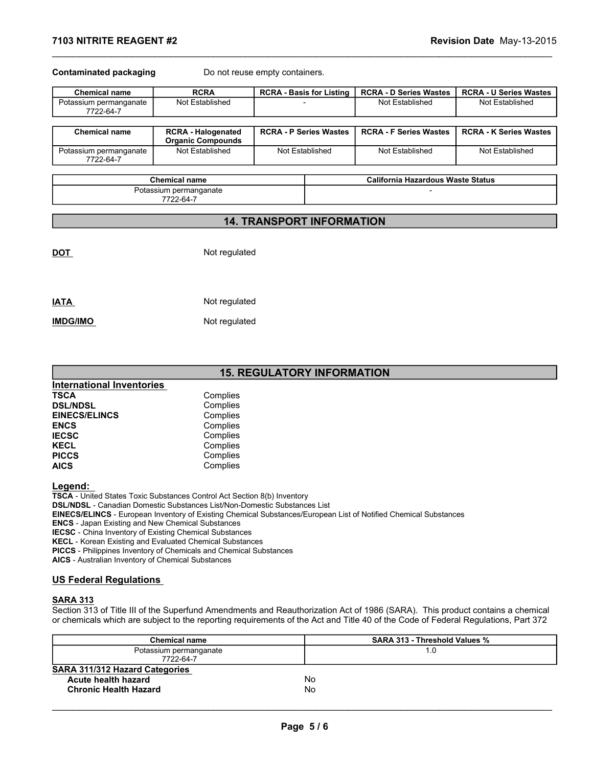**Contaminated packaging** Do not reuse empty containers.

| Chemical name | RCRA | RCRA - Basis for Listing | RCRA - D Series Wastes | RCRA - U Series Wastes |
|---|---|---|---|---|
| Potassium permanganate 7722-64-7 | Not Established | - | Not Established | Not Established |

| Chemical name | RCRA - Halogenated Organic Compounds | RCRA - P Series Wastes | RCRA - F Series Wastes | RCRA - K Series Wastes |
|---|---|---|---|---|
| Potassium permanganate 7722-64-7 | Not Established | Not Established | Not Established | Not Established |

| Chemical name | California Hazardous Waste Status |
|---|---|
| Potassium permanganate 7722-64-7 | - |

## 14. TRANSPORT INFORMATION

**DOT** Not regulated

**IATA** Not regulated

**IMDG/IMO** Not regulated

## 15. REGULATORY INFORMATION

### International Inventories

**TSCA** Complies
**DSL/NDSL** Complies
**EINECS/ELINCS** Complies
**ENCS** Complies
**IECSC** Complies
**KECL** Complies
**PICCS** Complies
**AICS** Complies

### Legend:

**TSCA** - United States Toxic Substances Control Act Section 8(b) Inventory
**DSL/NDSL** - Canadian Domestic Substances List/Non-Domestic Substances List
**EINECS/ELINCS** - European Inventory of Existing Chemical Substances/European List of Notified Chemical Substances
**ENCS** - Japan Existing and New Chemical Substances
**IECSC** - China Inventory of Existing Chemical Substances
**KECL** - Korean Existing and Evaluated Chemical Substances
**PICCS** - Philippines Inventory of Chemicals and Chemical Substances
**AICS** - Australian Inventory of Chemical Substances

### US Federal Regulations

**SARA 313**

Section 313 of Title III of the Superfund Amendments and Reauthorization Act of 1986 (SARA). This product contains a chemical or chemicals which are subject to the reporting requirements of the Act and Title 40 of the Code of Federal Regulations, Part 372

| Chemical name | SARA 313 - Threshold Values % |
|---|---|
| Potassium permanganate 7722-64-7 | 1.0 |

**SARA 311/312 Hazard Categories**

**Acute health hazard** No
**Chronic Health Hazard** No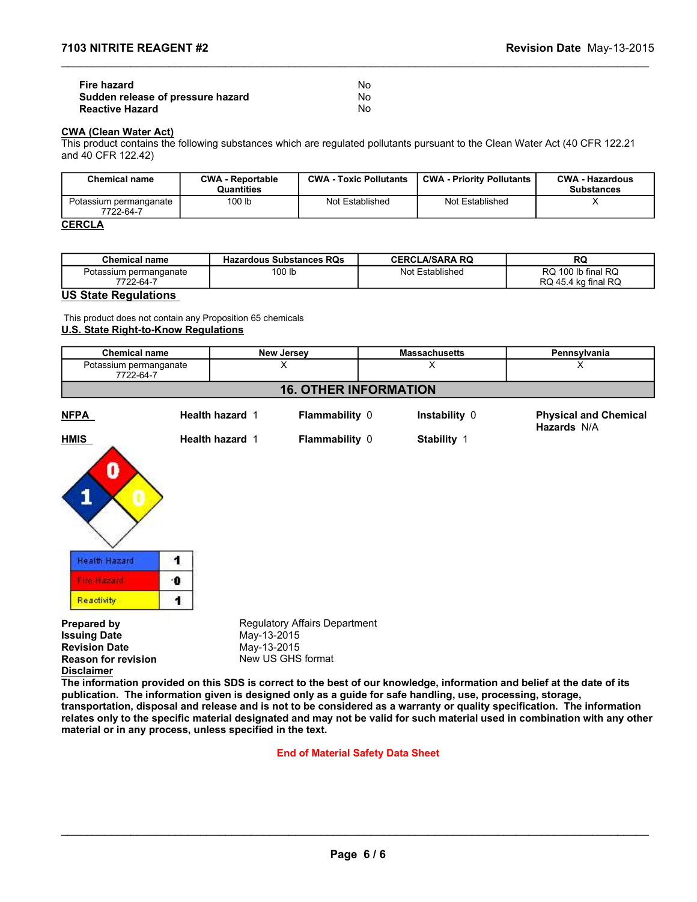| | |
|---|---|
| **Fire hazard** | No |
| **Sudden release of pressure hazard** | No |
| **Reactive Hazard** | No |

**CWA (Clean Water Act)**

This product contains the following substances which are regulated pollutants pursuant to the Clean Water Act (40 CFR 122.21 and 40 CFR 122.42)

| Chemical name | CWA - Reportable Quantities | CWA - Toxic Pollutants | CWA - Priority Pollutants | CWA - Hazardous Substances |
|---|---|---|---|---|
| Potassium permanganate 7722-64-7 | 100 lb | Not Established | Not Established | X |

**CERCLA**

| Chemical name | Hazardous Substances RQs | CERCLA/SARA RQ | RQ |
|---|---|---|---|
| Potassium permanganate 7722-64-7 | 100 lb | Not Established | RQ 100 lb final RQ RQ 45.4 kg final RQ |

**US State Regulations**

This product does not contain any Proposition 65 chemicals

**U.S. State Right-to-Know Regulations**

| Chemical name | New Jersey | Massachusetts | Pennsylvania |
|---|---|---|---|
| Potassium permanganate 7722-64-7 | X | X | X |

## 16. OTHER INFORMATION

**NFPA** **Health hazard** 1 **Flammability** 0 **Instability** 0 **Physical and Chemical Hazards** N/A

**HMIS** **Health hazard** 1 **Flammability** 0 **Stability** 1

| | |
|---|---|
| Health Hazard | 1 |
| Fire Hazard | 0 |
| Reactivity | 1 |

| | |
|---|---|
| **Prepared by** | Regulatory Affairs Department |
| **Issuing Date** | May-13-2015 |
| **Revision Date** | May-13-2015 |
| **Reason for revision** | New US GHS format |

**Disclaimer**

**The information provided on this SDS is correct to the best of our knowledge, information and belief at the date of its publication. The information given is designed only as a guide for safe handling, use, processing, storage, transportation, disposal and release and is not to be considered as a warranty or quality specification. The information relates only to the specific material designated and may not be valid for such material used in combination with any other material or in any process, unless specified in the text.**

**End of Material Safety Data Sheet**